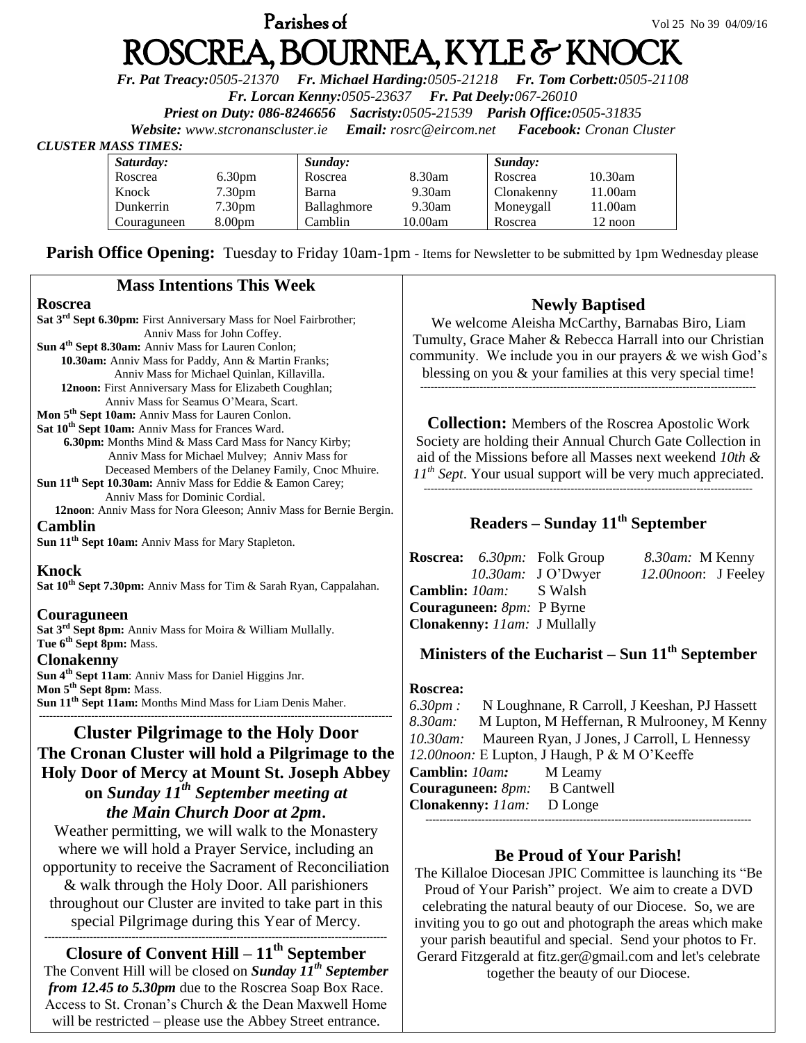# Parishes of ROSCREA, BOURNEA, KYLE & KNOCK

Vol 25 No 39 04/09/16

***Fr. Pat Treacy:**0505-21370* ***Fr. Michael Harding:**0505-21218* ***Fr. Tom Corbett:**0505-21108*
***Fr. Lorcan Kenny:**0505-23637* ***Fr. Pat Deely:**067-26010*
***Priest on Duty:** 086-8246656* ***Sacristy:**0505-21539* ***Parish Office:**0505-31835*
***Website:** www.stcronanscluster.ie* ***Email:** rosrc@eircom.net* ***Facebook:** Cronan Cluster*

***CLUSTER MASS TIMES:***

| *Saturday:* | | *Sunday:* | | *Sunday:* | |
|---|---|---|---|---|---|
| Roscrea | 6.30pm | Roscrea | 8.30am | Roscrea | 10.30am |
| Knock | 7.30pm | Barna | 9.30am | Clonakenny | 11.00am |
| Dunkerrin | 7.30pm | Ballaghmore | 9.30am | Moneygall | 11.00am |
| Couraguneen | 8.00pm | Camblin | 10.00am | Roscrea | 12 noon |

**Parish Office Opening:** Tuesday to Friday 10am-1pm - Items for Newsletter to be submitted by 1pm Wednesday please

## Mass Intentions This Week

**Roscrea**

**Sat 3rd Sept 6.30pm:** First Anniversary Mass for Noel Fairbrother; Anniv Mass for John Coffey.
**Sun 4th Sept 8.30am:** Anniv Mass for Lauren Conlon;
**10.30am:** Anniv Mass for Paddy, Ann & Martin Franks; Anniv Mass for Michael Quinlan, Killavilla.
**12noon:** First Anniversary Mass for Elizabeth Coughlan; Anniv Mass for Seamus O'Meara, Scart.
**Mon 5th Sept 10am:** Anniv Mass for Lauren Conlon.
**Sat 10th Sept 10am:** Anniv Mass for Frances Ward.
**6.30pm:** Months Mind & Mass Card Mass for Nancy Kirby; Anniv Mass for Michael Mulvey; Anniv Mass for Deceased Members of the Delaney Family, Cnoc Mhuire.
**Sun 11th Sept 10.30am:** Anniv Mass for Eddie & Eamon Carey; Anniv Mass for Dominic Cordial.
**12noon**: Anniv Mass for Nora Gleeson; Anniv Mass for Bernie Bergin.

**Camblin**

**Sun 11th Sept 10am:** Anniv Mass for Mary Stapleton.

**Knock**

**Sat 10th Sept 7.30pm:** Anniv Mass for Tim & Sarah Ryan, Cappalahan.

**Couraguneen**

**Sat 3rd Sept 8pm:** Anniv Mass for Moira & William Mullally.
**Tue 6th Sept 8pm:** Mass.

**Clonakenny**

**Sun 4th Sept 11am**: Anniv Mass for Daniel Higgins Jnr.
**Mon 5th Sept 8pm:** Mass.
**Sun 11th Sept 11am:** Months Mind Mass for Liam Denis Maher.

## Cluster Pilgrimage to the Holy Door

**The Cronan Cluster will hold a Pilgrimage to the Holy Door of Mercy at Mount St. Joseph Abbey on *Sunday 11th September meeting at the Main Church Door at 2pm*.**

Weather permitting, we will walk to the Monastery where we will hold a Prayer Service, including an opportunity to receive the Sacrament of Reconciliation & walk through the Holy Door. All parishioners throughout our Cluster are invited to take part in this special Pilgrimage during this Year of Mercy.

## Closure of Convent Hill – 11th September

The Convent Hill will be closed on ***Sunday 11th September from 12.45 to 5.30pm*** due to the Roscrea Soap Box Race. Access to St. Cronan's Church & the Dean Maxwell Home will be restricted – please use the Abbey Street entrance.

## Newly Baptised

We welcome Aleisha McCarthy, Barnabas Biro, Liam Tumulty, Grace Maher & Rebecca Harrall into our Christian community. We include you in our prayers & we wish God's blessing on you & your families at this very special time!

**Collection:** Members of the Roscrea Apostolic Work Society are holding their Annual Church Gate Collection in aid of the Missions before all Masses next weekend *10th & 11th Sept*. Your usual support will be very much appreciated.

## Readers – Sunday 11th September

**Roscrea:** *6.30pm:* Folk Group *8.30am:* M Kenny
*10.30am:* J O'Dwyer *12.00noon*: J Feeley
**Camblin:** *10am:* S Walsh
**Couraguneen:** *8pm:* P Byrne
**Clonakenny:** *11am:* J Mullally

## Ministers of the Eucharist – Sun 11th September

**Roscrea:**
*6.30pm :* N Loughnane, R Carroll, J Keeshan, PJ Hassett
*8.30am:* M Lupton, M Heffernan, R Mulrooney, M Kenny
*10.30am:* Maureen Ryan, J Jones, J Carroll, L Hennessy
*12.00noon:* E Lupton, J Haugh, P & M O'Keeffe
**Camblin:** *10am:* M Leamy
**Couraguneen:** *8pm:* B Cantwell
**Clonakenny:** *11am:* D Longe

## Be Proud of Your Parish!

The Killaloe Diocesan JPIC Committee is launching its "Be Proud of Your Parish" project. We aim to create a DVD celebrating the natural beauty of our Diocese. So, we are inviting you to go out and photograph the areas which make your parish beautiful and special. Send your photos to Fr. Gerard Fitzgerald at fitz.ger@gmail.com and let's celebrate together the beauty of our Diocese.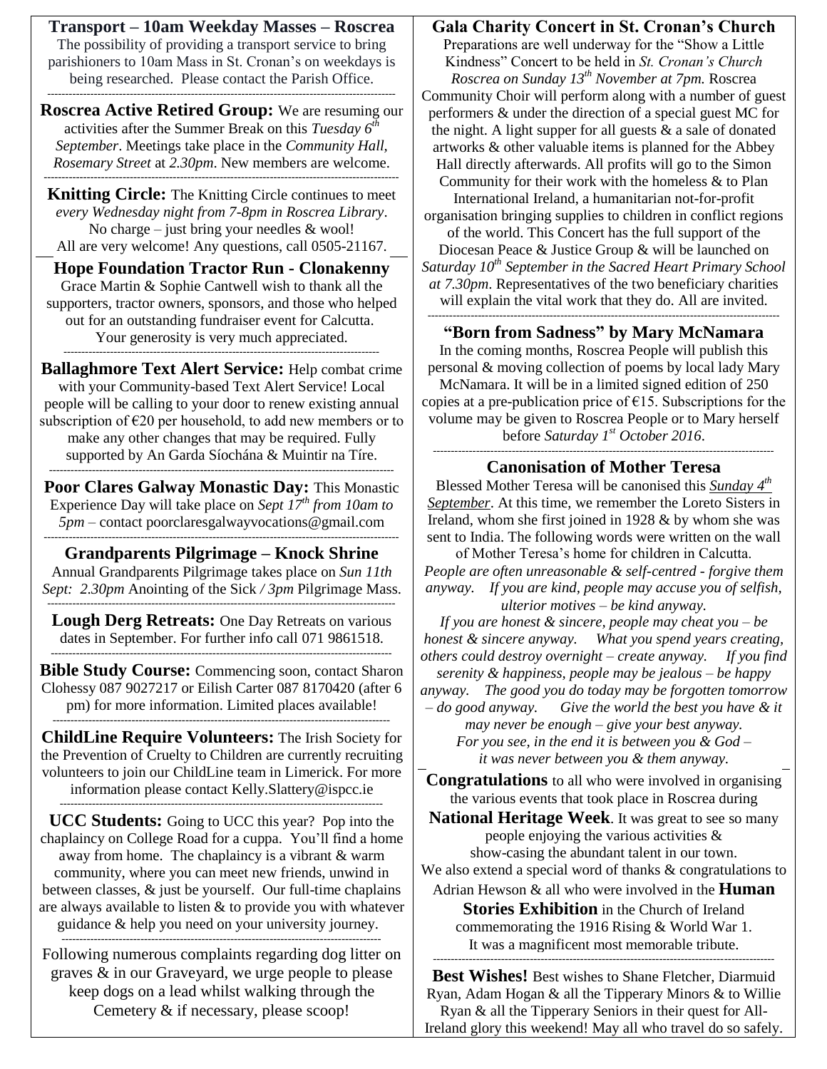## Transport – 10am Weekday Masses – Roscrea

The possibility of providing a transport service to bring parishioners to 10am Mass in St. Cronan's on weekdays is being researched. Please contact the Parish Office.

**Roscrea Active Retired Group:** We are resuming our activities after the Summer Break on this *Tuesday 6th September*. Meetings take place in the *Community Hall, Rosemary Street* at *2.30pm*. New members are welcome.

**Knitting Circle:** The Knitting Circle continues to meet *every Wednesday night from 7-8pm in Roscrea Library*. No charge – just bring your needles & wool! All are very welcome! Any questions, call 0505-21167.

## Hope Foundation Tractor Run - Clonakenny

Grace Martin & Sophie Cantwell wish to thank all the supporters, tractor owners, sponsors, and those who helped out for an outstanding fundraiser event for Calcutta. Your generosity is very much appreciated.

**Ballaghmore Text Alert Service:** Help combat crime with your Community-based Text Alert Service! Local people will be calling to your door to renew existing annual subscription of €20 per household, to add new members or to make any other changes that may be required. Fully supported by An Garda Síochána & Muintir na Tíre.

**Poor Clares Galway Monastic Day:** This Monastic Experience Day will take place on *Sept 17th from 10am to 5pm* – contact poorclaresgalwayvocations@gmail.com

## Grandparents Pilgrimage – Knock Shrine

Annual Grandparents Pilgrimage takes place on *Sun 11th Sept: 2.30pm* Anointing of the Sick */ 3pm* Pilgrimage Mass.

**Lough Derg Retreats:** One Day Retreats on various dates in September. For further info call 071 9861518.

**Bible Study Course:** Commencing soon, contact Sharon Clohessy 087 9027217 or Eilish Carter 087 8170420 (after 6 pm) for more information. Limited places available!

**ChildLine Require Volunteers:** The Irish Society for the Prevention of Cruelty to Children are currently recruiting volunteers to join our ChildLine team in Limerick. For more information please contact Kelly.Slattery@ispcc.ie

**UCC Students:** Going to UCC this year? Pop into the chaplaincy on College Road for a cuppa. You'll find a home away from home. The chaplaincy is a vibrant & warm community, where you can meet new friends, unwind in between classes, & just be yourself. Our full-time chaplains are always available to listen & to provide you with whatever guidance & help you need on your university journey.

Following numerous complaints regarding dog litter on graves & in our Graveyard, we urge people to please keep dogs on a lead whilst walking through the Cemetery & if necessary, please scoop!

## Gala Charity Concert in St. Cronan's Church

Preparations are well underway for the "Show a Little Kindness" Concert to be held in *St. Cronan's Church Roscrea on Sunday 13th November at 7pm.* Roscrea Community Choir will perform along with a number of guest performers & under the direction of a special guest MC for the night. A light supper for all guests & a sale of donated artworks & other valuable items is planned for the Abbey Hall directly afterwards. All profits will go to the Simon Community for their work with the homeless & to Plan International Ireland, a humanitarian not-for-profit organisation bringing supplies to children in conflict regions of the world. This Concert has the full support of the Diocesan Peace & Justice Group & will be launched on *Saturday 10th September in the Sacred Heart Primary School at 7.30pm*. Representatives of the two beneficiary charities will explain the vital work that they do. All are invited.

## "Born from Sadness" by Mary McNamara

In the coming months, Roscrea People will publish this personal & moving collection of poems by local lady Mary McNamara. It will be in a limited signed edition of 250 copies at a pre-publication price of €15. Subscriptions for the volume may be given to Roscrea People or to Mary herself before *Saturday 1st October 2016*.

## Canonisation of Mother Teresa

Blessed Mother Teresa will be canonised this *Sunday 4th September*. At this time, we remember the Loreto Sisters in Ireland, whom she first joined in 1928 & by whom she was sent to India. The following words were written on the wall of Mother Teresa's home for children in Calcutta.

*People are often unreasonable & self-centred - forgive them anyway. If you are kind, people may accuse you of selfish, ulterior motives – be kind anyway. If you are honest & sincere, people may cheat you – be honest & sincere anyway. What you spend years creating, others could destroy overnight – create anyway. If you find serenity & happiness, people may be jealous – be happy anyway. The good you do today may be forgotten tomorrow – do good anyway. Give the world the best you have & it may never be enough – give your best anyway. For you see, in the end it is between you & God – it was never between you & them anyway.*

**Congratulations** to all who were involved in organising the various events that took place in Roscrea during **National Heritage Week**. It was great to see so many people enjoying the various activities & show-casing the abundant talent in our town. We also extend a special word of thanks & congratulations to Adrian Hewson & all who were involved in the **Human Stories Exhibition** in the Church of Ireland commemorating the 1916 Rising & World War 1. It was a magnificent most memorable tribute.

**Best Wishes!** Best wishes to Shane Fletcher, Diarmuid Ryan, Adam Hogan & all the Tipperary Minors & to Willie Ryan & all the Tipperary Seniors in their quest for All-Ireland glory this weekend! May all who travel do so safely.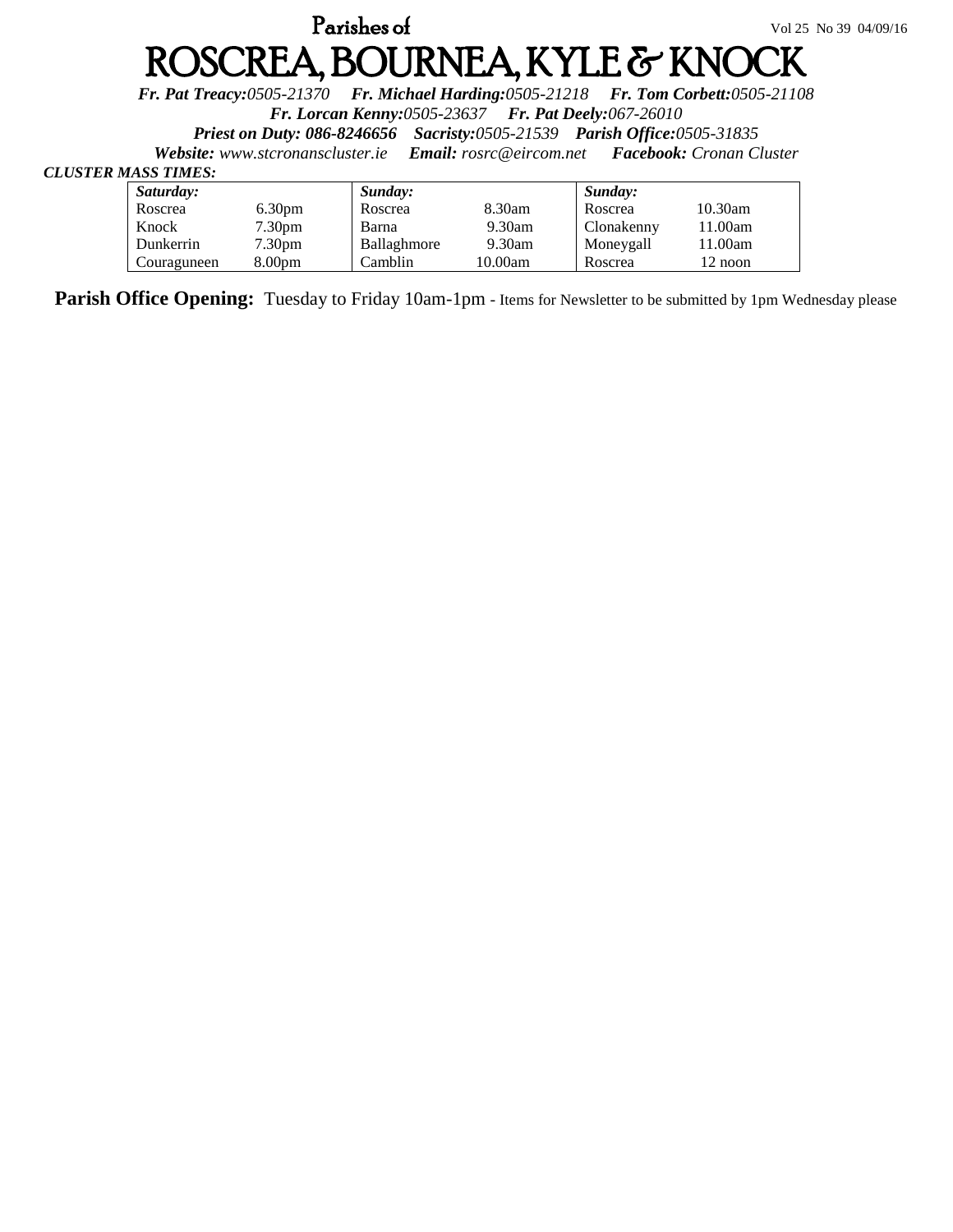Parishes of

# ROSCREA, BOURNEA, KYLE & KNOCK

Vol 25 No 39 04/09/16

***Fr. Pat Treacy:****0505-21370* ***Fr. Michael Harding:****0505-21218* ***Fr. Tom Corbett:****0505-21108*
***Fr. Lorcan Kenny:****0505-23637* ***Fr. Pat Deely:****067-26010*
***Priest on Duty: 086-8246656*** ***Sacristy:****0505-21539* ***Parish Office:****0505-31835*
***Website:*** *www.stcronanscluster.ie* ***Email:*** *rosrc@eircom.net* ***Facebook:*** *Cronan Cluster*

***CLUSTER MASS TIMES:***

| ***Saturday:*** | | ***Sunday:*** | | ***Sunday:*** | |
|---|---|---|---|---|---|
| Roscrea | 6.30pm | Roscrea | 8.30am | Roscrea | 10.30am |
| Knock | 7.30pm | Barna | 9.30am | Clonakenny | 11.00am |
| Dunkerrin | 7.30pm | Ballaghmore | 9.30am | Moneygall | 11.00am |
| Couraguneen | 8.00pm | Camblin | 10.00am | Roscrea | 12 noon |

**Parish Office Opening:** Tuesday to Friday 10am-1pm - Items for Newsletter to be submitted by 1pm Wednesday please